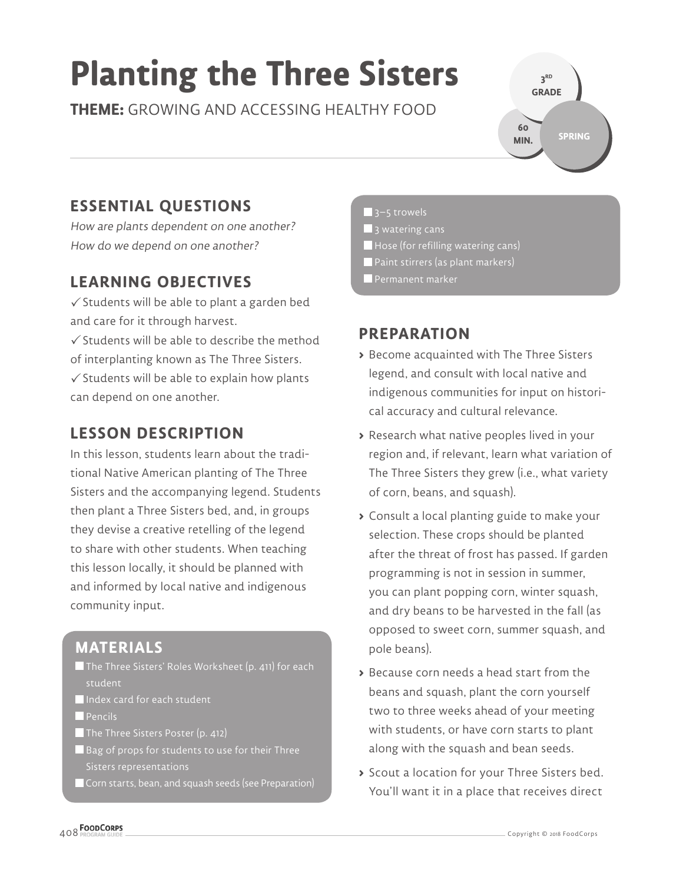# Planting the Three Sisters

**THEME:** GROWING AND ACCESSING HEALTHY FOOD

3[RD] GRADE | 60 MIN. | SPRING

## ESSENTIAL QUESTIONS

*How are plants dependent on one another?*
*How do we depend on one another?*

## LEARNING OBJECTIVES

✓ Students will be able to plant a garden bed and care for it through harvest.
✓ Students will be able to describe the method of interplanting known as The Three Sisters.
✓ Students will be able to explain how plants can depend on one another.

## LESSON DESCRIPTION

In this lesson, students learn about the traditional Native American planting of The Three Sisters and the accompanying legend. Students then plant a Three Sisters bed, and, in groups they devise a creative retelling of the legend to share with other students. When teaching this lesson locally, it should be planned with and informed by local native and indigenous community input.

## MATERIALS

- The Three Sisters' Roles Worksheet (p. 411) for each student
- Index card for each student
- Pencils
- The Three Sisters Poster (p. 412)
- Bag of props for students to use for their Three Sisters representations
- Corn starts, bean, and squash seeds (see Preparation)
- 3–5 trowels
- 3 watering cans
- Hose (for refilling watering cans)
- Paint stirrers (as plant markers)
- Permanent marker

## PREPARATION

- Become acquainted with The Three Sisters legend, and consult with local native and indigenous communities for input on historical accuracy and cultural relevance.
- Research what native peoples lived in your region and, if relevant, learn what variation of The Three Sisters they grew (i.e., what variety of corn, beans, and squash).
- Consult a local planting guide to make your selection. These crops should be planted after the threat of frost has passed. If garden programming is not in session in summer, you can plant popping corn, winter squash, and dry beans to be harvested in the fall (as opposed to sweet corn, summer squash, and pole beans).
- Because corn needs a head start from the beans and squash, plant the corn yourself two to three weeks ahead of your meeting with students, or have corn starts to plant along with the squash and bean seeds.
- Scout a location for your Three Sisters bed. You'll want it in a place that receives direct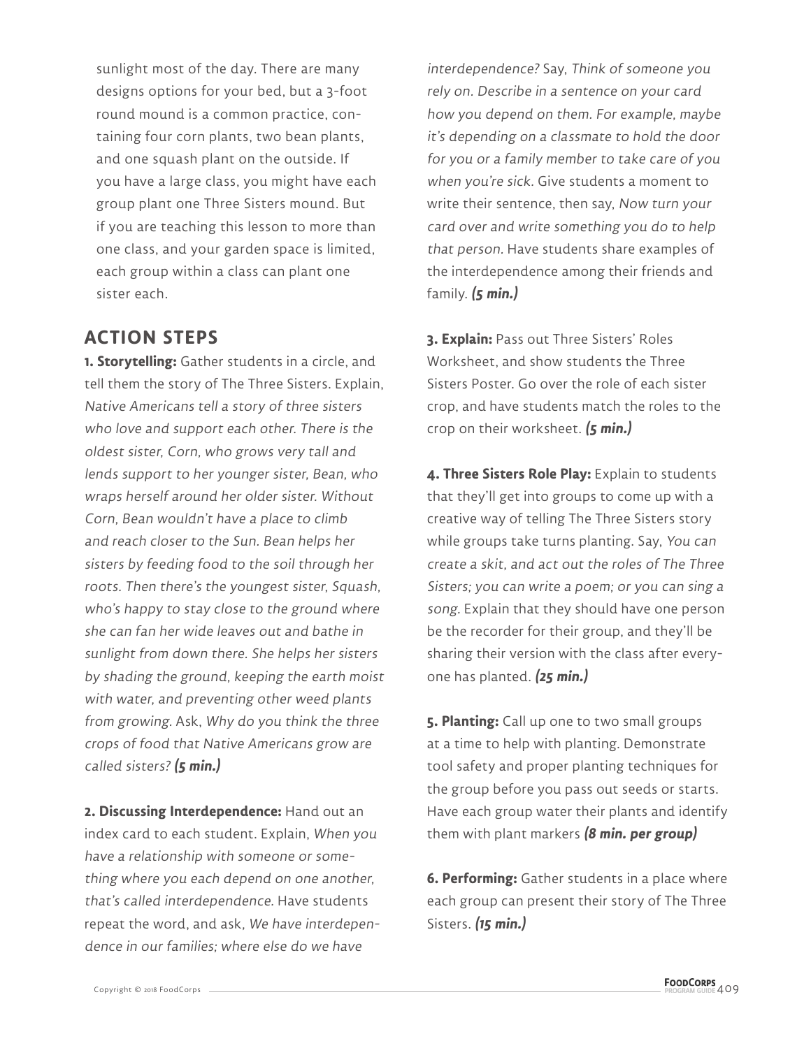sunlight most of the day. There are many designs options for your bed, but a 3-foot round mound is a common practice, containing four corn plants, two bean plants, and one squash plant on the outside. If you have a large class, you might have each group plant one Three Sisters mound. But if you are teaching this lesson to more than one class, and your garden space is limited, each group within a class can plant one sister each.

## ACTION STEPS

**1. Storytelling:** Gather students in a circle, and tell them the story of The Three Sisters. Explain, *Native Americans tell a story of three sisters who love and support each other. There is the oldest sister, Corn, who grows very tall and lends support to her younger sister, Bean, who wraps herself around her older sister. Without Corn, Bean wouldn't have a place to climb and reach closer to the Sun. Bean helps her sisters by feeding food to the soil through her roots. Then there's the youngest sister, Squash, who's happy to stay close to the ground where she can fan her wide leaves out and bathe in sunlight from down there. She helps her sisters by shading the ground, keeping the earth moist with water, and preventing other weed plants from growing.* Ask, *Why do you think the three crops of food that Native Americans grow are called sisters?* ***(5 min.)***

**2. Discussing Interdependence:** Hand out an index card to each student. Explain, *When you have a relationship with someone or something where you each depend on one another, that's called interdependence.* Have students repeat the word, and ask, *We have interdependence in our families; where else do we have interdependence?* Say, *Think of someone you rely on. Describe in a sentence on your card how you depend on them. For example, maybe it's depending on a classmate to hold the door for you or a family member to take care of you when you're sick.* Give students a moment to write their sentence, then say, *Now turn your card over and write something you do to help that person.* Have students share examples of the interdependence among their friends and family. ***(5 min.)***

**3. Explain:** Pass out Three Sisters' Roles Worksheet, and show students the Three Sisters Poster. Go over the role of each sister crop, and have students match the roles to the crop on their worksheet. ***(5 min.)***

**4. Three Sisters Role Play:** Explain to students that they'll get into groups to come up with a creative way of telling The Three Sisters story while groups take turns planting. Say, *You can create a skit, and act out the roles of The Three Sisters; you can write a poem; or you can sing a song.* Explain that they should have one person be the recorder for their group, and they'll be sharing their version with the class after everyone has planted. ***(25 min.)***

**5. Planting:** Call up one to two small groups at a time to help with planting. Demonstrate tool safety and proper planting techniques for the group before you pass out seeds or starts. Have each group water their plants and identify them with plant markers ***(8 min. per group)***

**6. Performing:** Gather students in a place where each group can present their story of The Three Sisters. ***(15 min.)***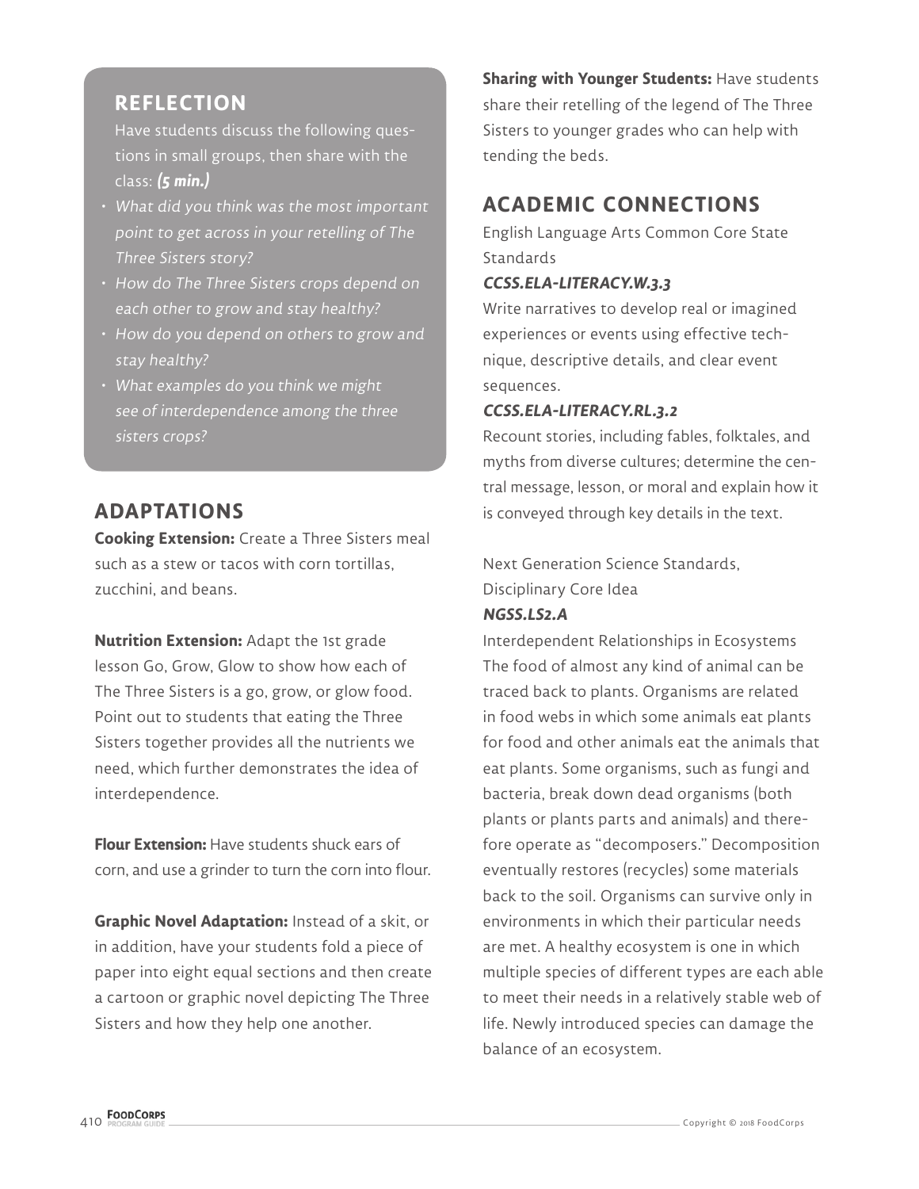## REFLECTION

Have students discuss the following questions in small groups, then share with the class: ***(5 min.)***

- *What did you think was the most important point to get across in your retelling of The Three Sisters story?*
- *How do The Three Sisters crops depend on each other to grow and stay healthy?*
- *How do you depend on others to grow and stay healthy?*
- *What examples do you think we might see of interdependence among the three sisters crops?*

## ADAPTATIONS

**Cooking Extension:** Create a Three Sisters meal such as a stew or tacos with corn tortillas, zucchini, and beans.

**Nutrition Extension:** Adapt the 1st grade lesson Go, Grow, Glow to show how each of The Three Sisters is a go, grow, or glow food. Point out to students that eating the Three Sisters together provides all the nutrients we need, which further demonstrates the idea of interdependence.

**Flour Extension:** Have students shuck ears of corn, and use a grinder to turn the corn into flour.

**Graphic Novel Adaptation:** Instead of a skit, or in addition, have your students fold a piece of paper into eight equal sections and then create a cartoon or graphic novel depicting The Three Sisters and how they help one another.

**Sharing with Younger Students:** Have students share their retelling of the legend of The Three Sisters to younger grades who can help with tending the beds.

## ACADEMIC CONNECTIONS

English Language Arts Common Core State Standards

***CCSS.ELA-LITERACY.W.3.3***

Write narratives to develop real or imagined experiences or events using effective technique, descriptive details, and clear event sequences.

***CCSS.ELA-LITERACY.RL.3.2***

Recount stories, including fables, folktales, and myths from diverse cultures; determine the central message, lesson, or moral and explain how it is conveyed through key details in the text.

Next Generation Science Standards, Disciplinary Core Idea

***NGSS.LS2.A***

Interdependent Relationships in Ecosystems
The food of almost any kind of animal can be traced back to plants. Organisms are related in food webs in which some animals eat plants for food and other animals eat the animals that eat plants. Some organisms, such as fungi and bacteria, break down dead organisms (both plants or plants parts and animals) and therefore operate as "decomposers." Decomposition eventually restores (recycles) some materials back to the soil. Organisms can survive only in environments in which their particular needs are met. A healthy ecosystem is one in which multiple species of different types are each able to meet their needs in a relatively stable web of life. Newly introduced species can damage the balance of an ecosystem.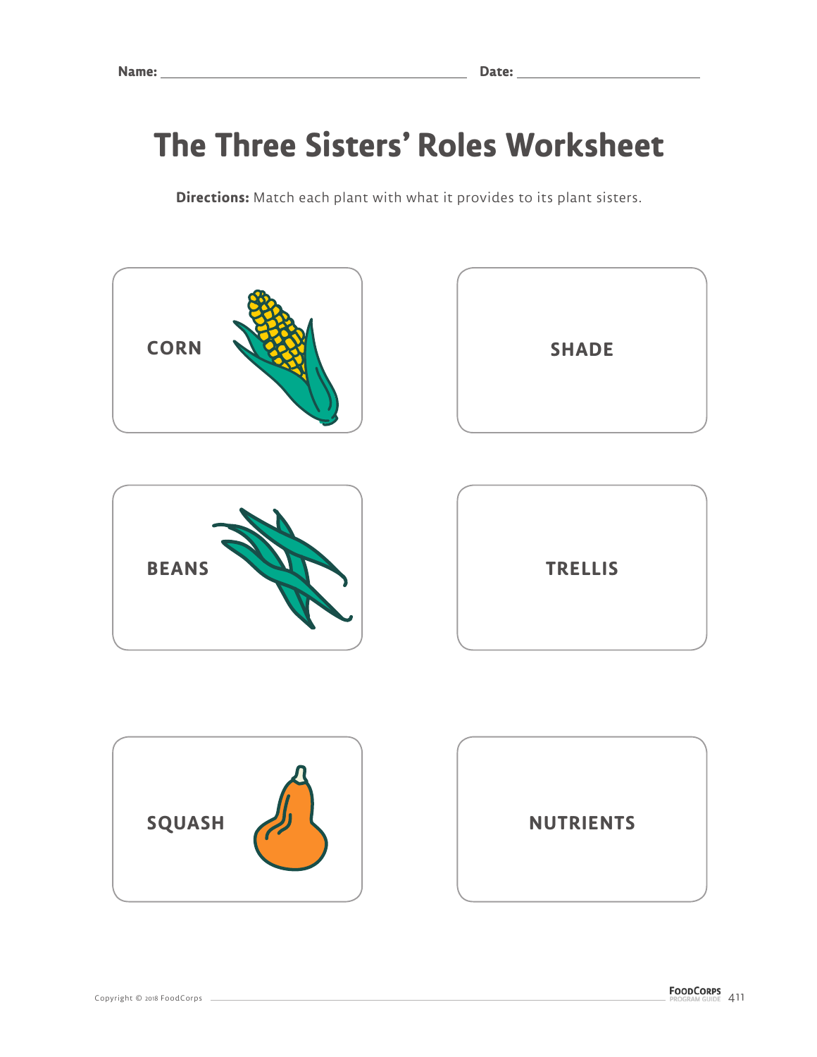Name: ______________________________ Date: ____________________

# The Three Sisters' Roles Worksheet

**Directions:** Match each plant with what it provides to its plant sisters.

| | |
|---|---|
| CORN | SHADE |
| BEANS | TRELLIS |
| SQUASH | NUTRIENTS |

Copyright © 2018 FoodCorps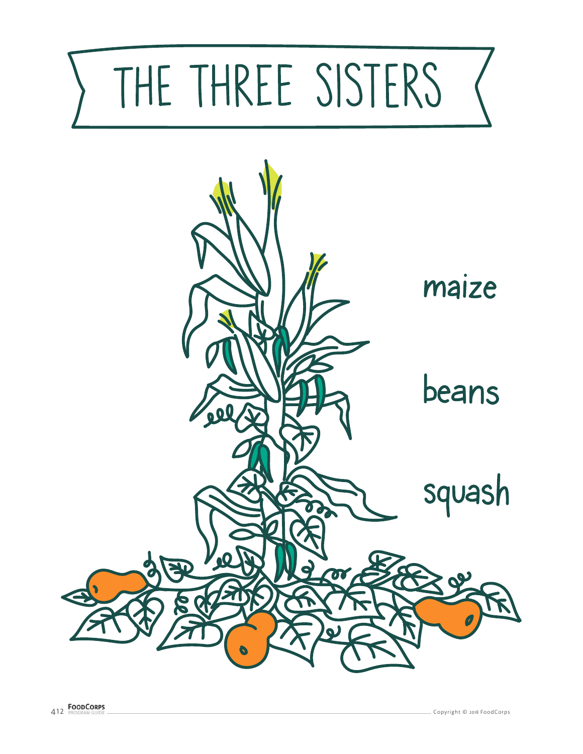# THE THREE SISTERS

maize

beans

squash